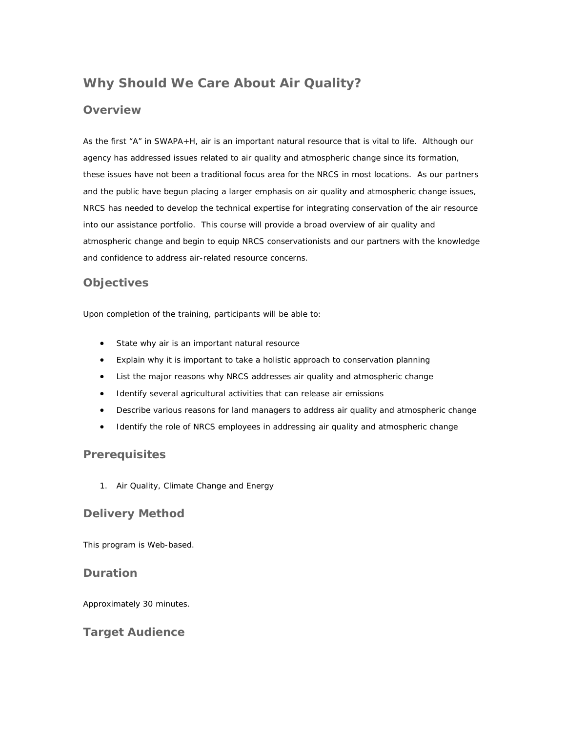# Why Should We Care About Air Quality?

## Overview

As the first “A” in SWAPA+H, air is an important natural resource that is vital to life. Although our agency has addressed issues related to air quality and atmospheric change since its formation, these issues have not been a traditional focus area for the NRCS in most locations. As our partners and the public have begun placing a larger emphasis on air quality and atmospheric change issues, NRCS has needed to develop the technical expertise for integrating conservation of the air resource into our assistance portfolio. This course will provide a broad overview of air quality and atmospheric change and begin to equip NRCS conservationists and our partners with the knowledge and confidence to address air-related resource concerns.

## Objectives

Upon completion of the training, participants will be able to:

- State why air is an important natural resource
- Explain why it is important to take a holistic approach to conservation planning
- List the major reasons why NRCS addresses air quality and atmospheric change
- Identify several agricultural activities that can release air emissions
- Describe various reasons for land managers to address air quality and atmospheric change
- Identify the role of NRCS employees in addressing air quality and atmospheric change

## Prerequisites

1. Air Quality, Climate Change and Energy

## Delivery Method

This program is Web-based.

## Duration

Approximately 30 minutes.

## Target Audience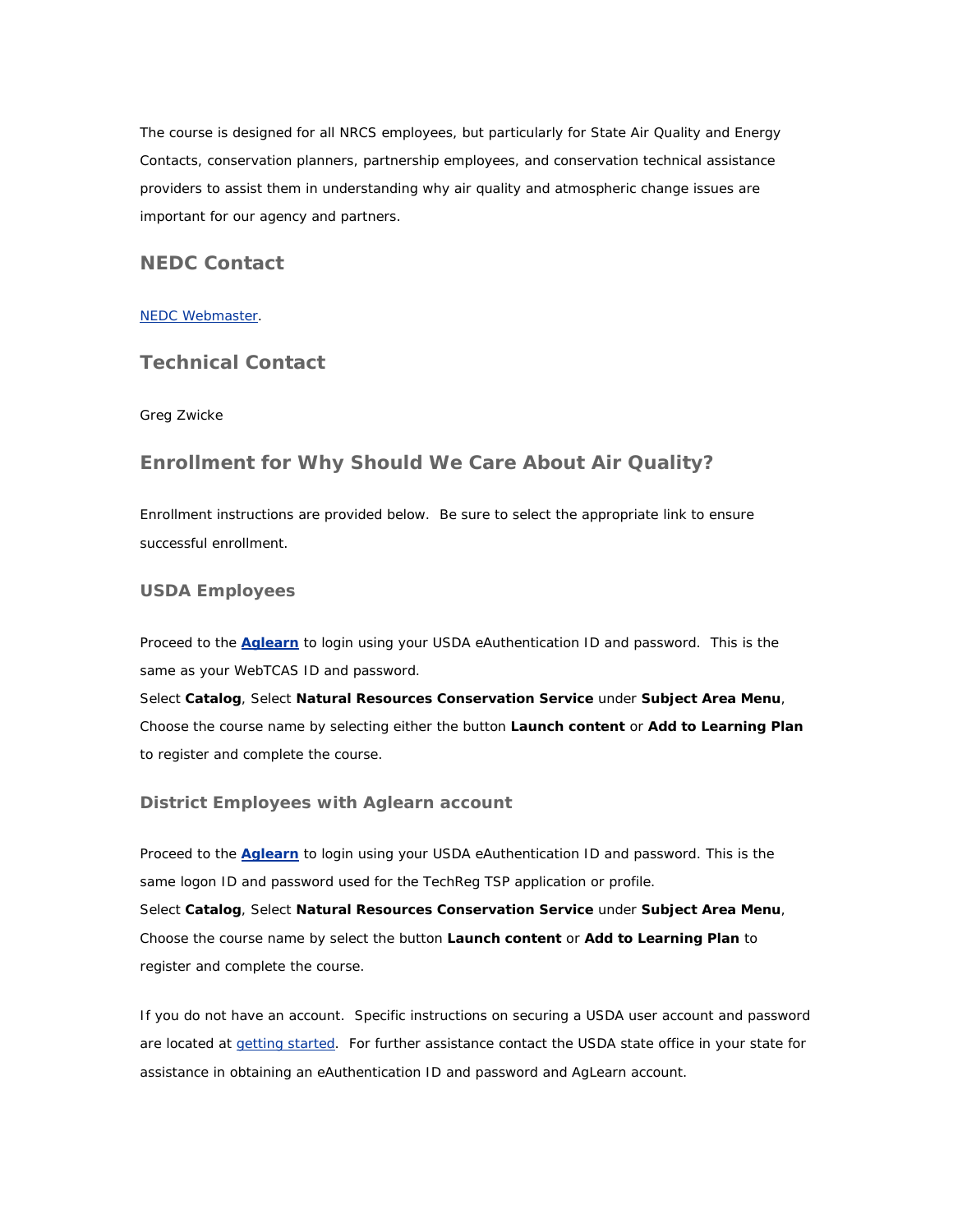The course is designed for all NRCS employees, but particularly for State Air Quality and Energy Contacts, conservation planners, partnership employees, and conservation technical assistance providers to assist them in understanding why air quality and atmospheric change issues are important for our agency and partners.

## NEDC Contact

NEDC Webmaster.

## Technical Contact

Greg Zwicke

## Enrollment for Why Should We Care About Air Quality?

Enrollment instructions are provided below.  Be sure to select the appropriate link to ensure successful enrollment.

### USDA Employees

Proceed to the **Aglearn** to login using your USDA eAuthentication ID and password.  This is the same as your WebTCAS ID and password.
Select **Catalog**, Select **Natural Resources Conservation Service** under **Subject Area Menu**, Choose the course name by selecting either the button **Launch content** or **Add to Learning Plan** to register and complete the course.

### District Employees with Aglearn account

Proceed to the **Aglearn** to login using your USDA eAuthentication ID and password. This is the same logon ID and password used for the TechReg TSP application or profile.
Select **Catalog**, Select **Natural Resources Conservation Service** under **Subject Area Menu**, Choose the course name by select the button **Launch content** or **Add to Learning Plan** to register and complete the course.

If you do not have an account.  Specific instructions on securing a USDA user account and password are located at getting started.  For further assistance contact the USDA state office in your state for assistance in obtaining an eAuthentication ID and password and AgLearn account.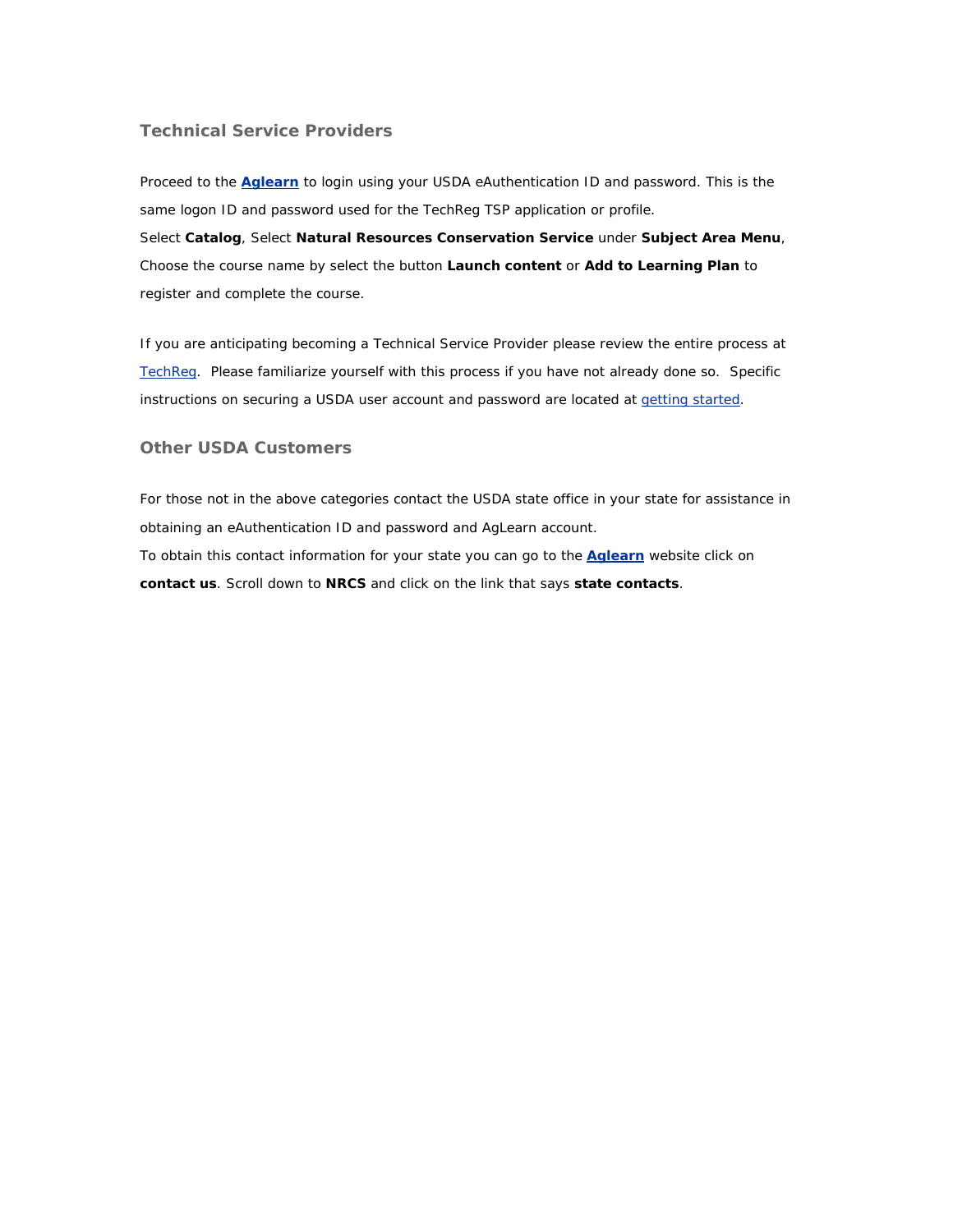## Technical Service Providers

Proceed to the **Aglearn** to login using your USDA eAuthentication ID and password. This is the same logon ID and password used for the TechReg TSP application or profile.
Select **Catalog**, Select **Natural Resources Conservation Service** under **Subject Area Menu**, Choose the course name by select the button **Launch content** or **Add to Learning Plan** to register and complete the course.

If you are anticipating becoming a Technical Service Provider please review the entire process at TechReg.  Please familiarize yourself with this process if you have not already done so.  Specific instructions on securing a USDA user account and password are located at getting started.

## Other USDA Customers

For those not in the above categories contact the USDA state office in your state for assistance in obtaining an eAuthentication ID and password and AgLearn account.
To obtain this contact information for your state you can go to the **Aglearn** website click on **contact us**. Scroll down to **NRCS** and click on the link that says **state contacts**.